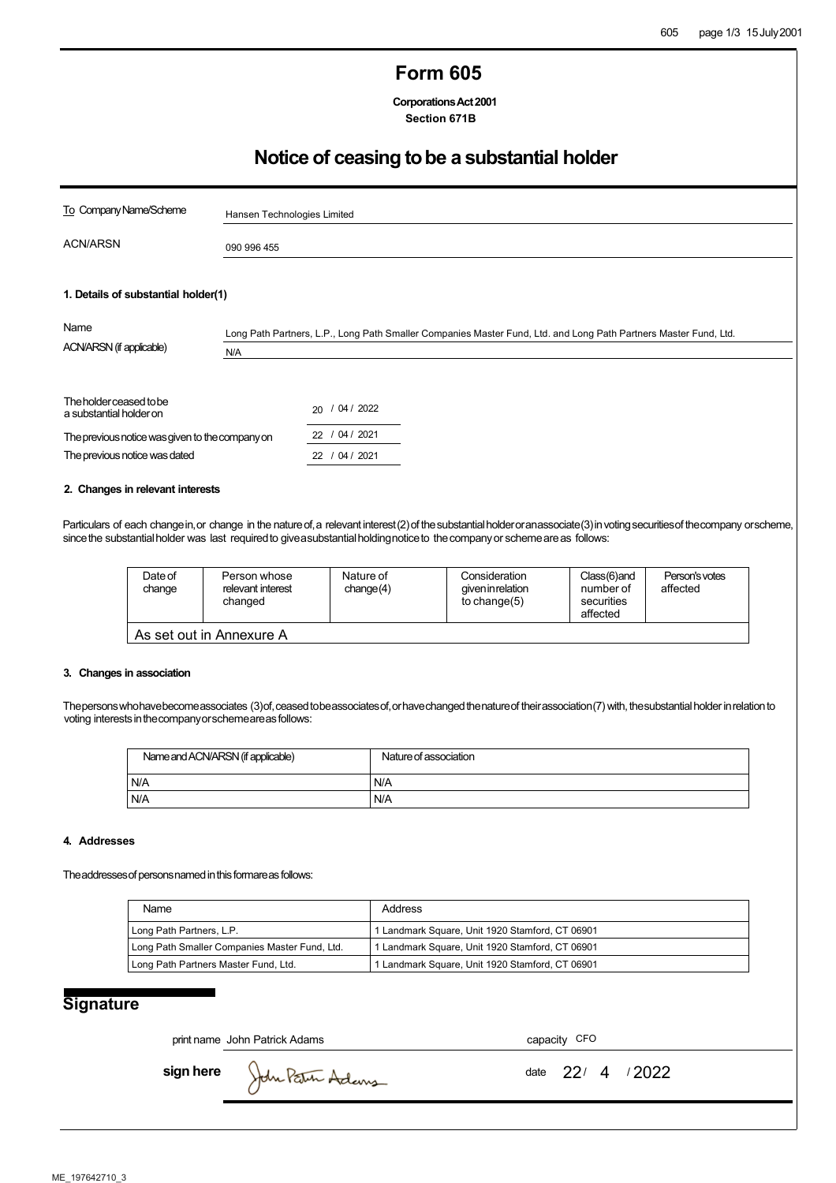# Form 605

**Corporations Act 2001**
**Section 671B**

## Notice of ceasing to be a substantial holder

| | |
|---|---|
| To Company Name/Scheme | Hansen Technologies Limited |
| ACN/ARSN | 090 996 455 |

### 1. Details of substantial holder(1)

| | |
|---|---|
| Name | Long Path Partners, L.P., Long Path Smaller Companies Master Fund, Ltd. and Long Path Partners Master Fund, Ltd. |
| ACN/ARSN (if applicable) | N/A |

| | |
|---|---|
| The holder ceased to be a substantial holder on | 20 / 04 / 2022 |
| The previous notice was given to the company on | 22 / 04 / 2021 |
| The previous notice was dated | 22 / 04 / 2021 |

### 2. Changes in relevant interests

Particulars of each change in, or change in the nature of, a relevant interest (2) of the substantial holder or an associate (3) in voting securities of the company or scheme, since the substantial holder was last required to give a substantial holding notice to the company or scheme are as follows:

| Date of change | Person whose relevant interest changed | Nature of change (4) | Consideration given in relation to change (5) | Class (6) and number of securities affected | Person's votes affected |
|---|---|---|---|---|---|
| As set out in Annexure A | | | | | |

### 3. Changes in association

The persons who have become associates (3) of, ceased to be associates of, or have changed the nature of their association (7) with, the substantial holder in relation to voting interests in the company or scheme are as follows:

| Name and ACN/ARSN (if applicable) | Nature of association |
|---|---|
| N/A | N/A |
| N/A | N/A |

### 4. Addresses

The addresses of persons named in this form are as follows:

| Name | Address |
|---|---|
| Long Path Partners, L.P. | 1 Landmark Square, Unit 1920 Stamford, CT 06901 |
| Long Path Smaller Companies Master Fund, Ltd. | 1 Landmark Square, Unit 1920 Stamford, CT 06901 |
| Long Path Partners Master Fund, Ltd. | 1 Landmark Square, Unit 1920 Stamford, CT 06901 |

## Signature

print name John Patrick Adams    capacity CFO

**sign here** John Patrick Adams    date 22 / 4 / 2022

ME_197642710_3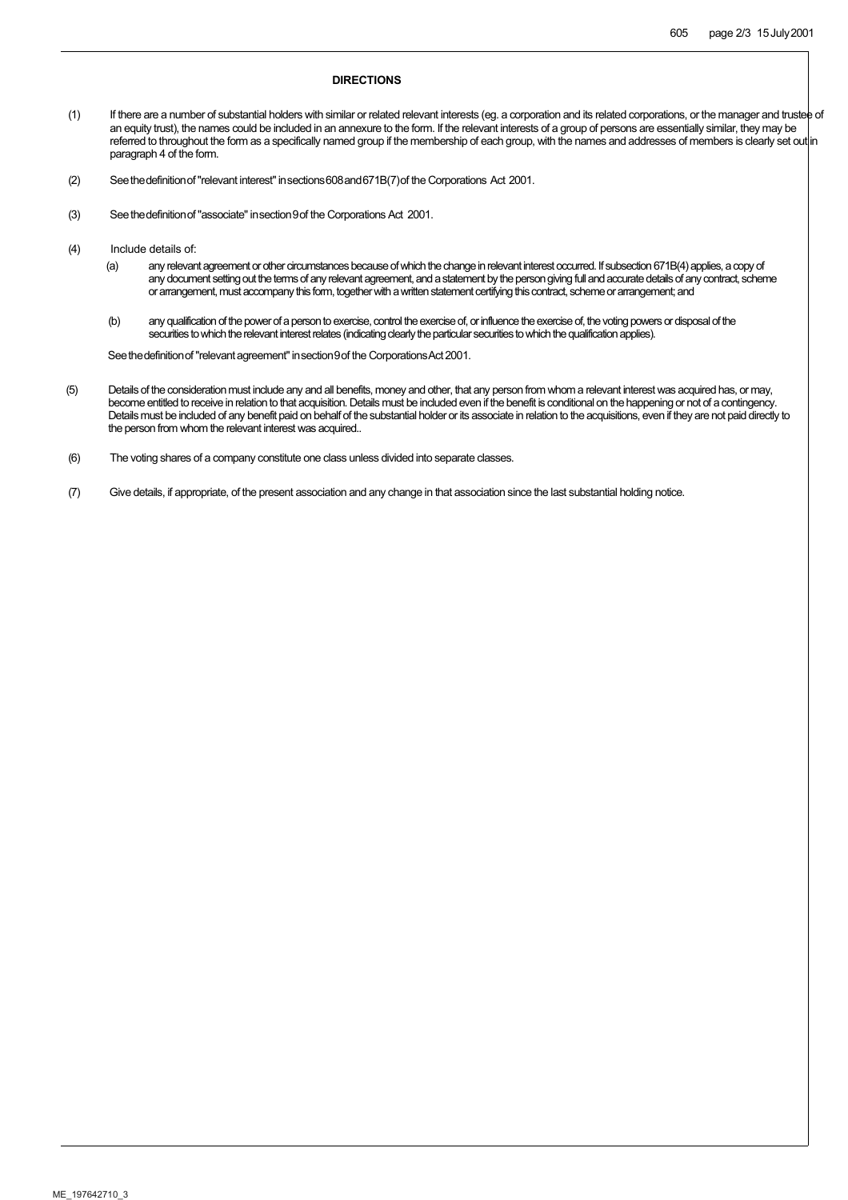## DIRECTIONS

(1) If there are a number of substantial holders with similar or related relevant interests (eg. a corporation and its related corporations, or the manager and trustee of an equity trust), the names could be included in an annexure to the form. If the relevant interests of a group of persons are essentially similar, they may be referred to throughout the form as a specifically named group if the membership of each group, with the names and addresses of members is clearly set out in paragraph 4 of the form.

(2) See the definition of "relevant interest" in sections 608 and 671B(7) of the Corporations Act 2001.

(3) See the definition of "associate" in section 9 of the Corporations Act 2001.

(4) Include details of:

(a) any relevant agreement or other circumstances because of which the change in relevant interest occurred. If subsection 671B(4) applies, a copy of any document setting out the terms of any relevant agreement, and a statement by the person giving full and accurate details of any contract, scheme or arrangement, must accompany this form, together with a written statement certifying this contract, scheme or arrangement; and

(b) any qualification of the power of a person to exercise, control the exercise of, or influence the exercise of, the voting powers or disposal of the securities to which the relevant interest relates (indicating clearly the particular securities to which the qualification applies).

See the definition of "relevant agreement" in section 9 of the Corporations Act 2001.

(5) Details of the consideration must include any and all benefits, money and other, that any person from whom a relevant interest was acquired has, or may, become entitled to receive in relation to that acquisition. Details must be included even if the benefit is conditional on the happening or not of a contingency. Details must be included of any benefit paid on behalf of the substantial holder or its associate in relation to the acquisitions, even if they are not paid directly to the person from whom the relevant interest was acquired..

(6) The voting shares of a company constitute one class unless divided into separate classes.

(7) Give details, if appropriate, of the present association and any change in that association since the last substantial holding notice.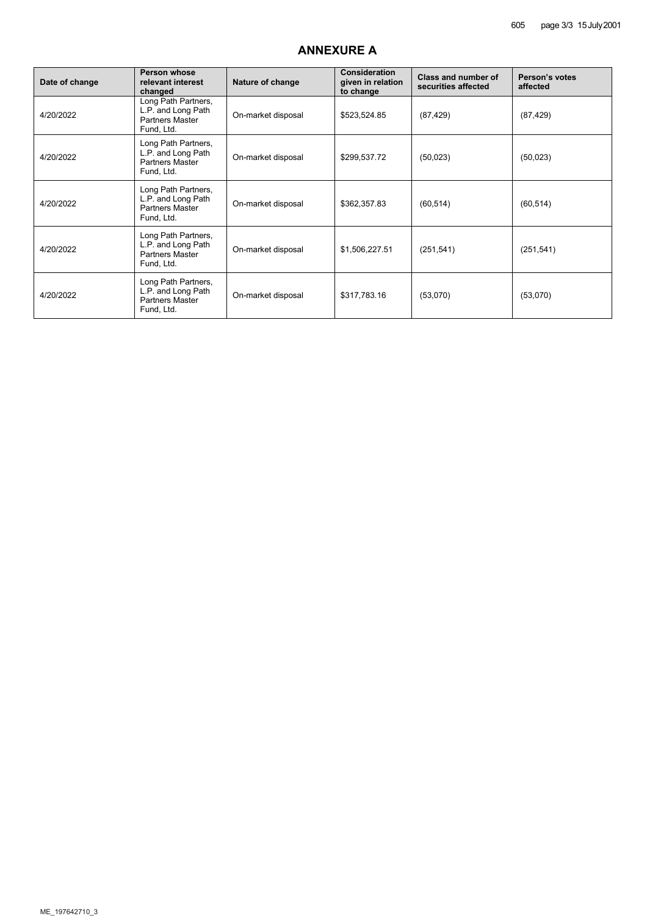# ANNEXURE A

| Date of change | Person whose relevant interest changed | Nature of change | Consideration given in relation to change | Class and number of securities affected | Person's votes affected |
|---|---|---|---|---|---|
| 4/20/2022 | Long Path Partners, L.P. and Long Path Partners Master Fund, Ltd. | On-market disposal | $523,524.85 | (87,429) | (87,429) |
| 4/20/2022 | Long Path Partners, L.P. and Long Path Partners Master Fund, Ltd. | On-market disposal | $299,537.72 | (50,023) | (50,023) |
| 4/20/2022 | Long Path Partners, L.P. and Long Path Partners Master Fund, Ltd. | On-market disposal | $362,357.83 | (60,514) | (60,514) |
| 4/20/2022 | Long Path Partners, L.P. and Long Path Partners Master Fund, Ltd. | On-market disposal | $1,506,227.51 | (251,541) | (251,541) |
| 4/20/2022 | Long Path Partners, L.P. and Long Path Partners Master Fund, Ltd. | On-market disposal | $317,783.16 | (53,070) | (53,070) |

ME_197642710_3